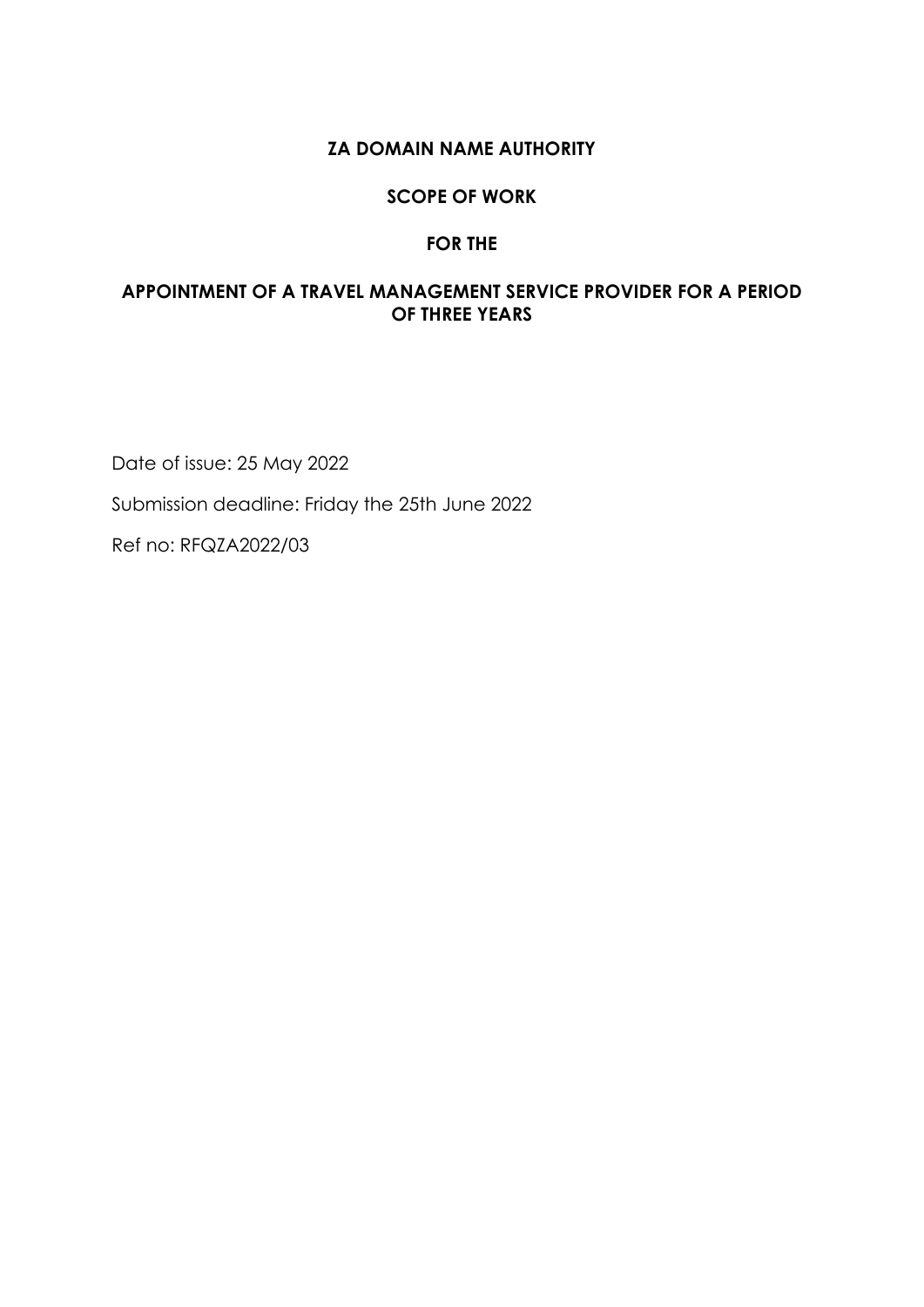# ZA DOMAIN NAME AUTHORITY

## SCOPE OF WORK

## FOR THE

## APPOINTMENT OF A TRAVEL MANAGEMENT SERVICE PROVIDER FOR A PERIOD OF THREE YEARS

Date of issue: 25 May 2022

Submission deadline: Friday the 25th June 2022

Ref no: RFQZA2022/03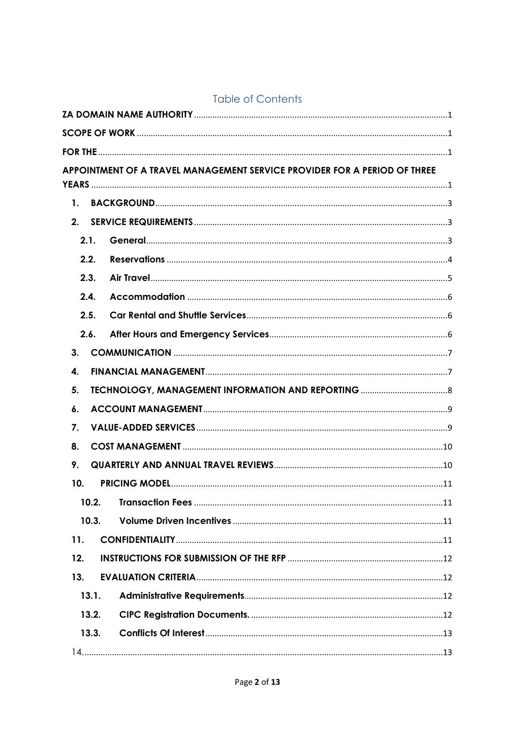## Table of Contents

**ZA DOMAIN NAME AUTHORITY** ..... 1

**SCOPE OF WORK** ..... 1

**FOR THE** ..... 1

**APPOINTMENT OF A TRAVEL MANAGEMENT SERVICE PROVIDER FOR A PERIOD OF THREE YEARS** ..... 1

- **1. BACKGROUND** ..... 3
- **2. SERVICE REQUIREMENTS** ..... 3
  - **2.1. General** ..... 3
  - **2.2. Reservations** ..... 4
  - **2.3. Air Travel** ..... 5
  - **2.4. Accommodation** ..... 6
  - **2.5. Car Rental and Shuttle Services** ..... 6
  - **2.6. After Hours and Emergency Services** ..... 6
- **3. COMMUNICATION** ..... 7
- **4. FINANCIAL MANAGEMENT** ..... 7
- **5. TECHNOLOGY, MANAGEMENT INFORMATION AND REPORTING** ..... 8
- **6. ACCOUNT MANAGEMENT** ..... 9
- **7. VALUE-ADDED SERVICES** ..... 9
- **8. COST MANAGEMENT** ..... 10
- **9. QUARTERLY AND ANNUAL TRAVEL REVIEWS** ..... 10
- **10. PRICING MODEL** ..... 11
  - **10.2. Transaction Fees** ..... 11
  - **10.3. Volume Driven Incentives** ..... 11
- **11. CONFIDENTIALITY** ..... 11
- **12. INSTRUCTIONS FOR SUBMISSION OF THE RFP** ..... 12
- **13. EVALUATION CRITERIA** ..... 12
  - **13.1. Administrative Requirements** ..... 12
  - **13.2. CIPC Registration Documents.** ..... 12
  - **13.3. Conflicts Of Interest** ..... 13
- 14. ..... 13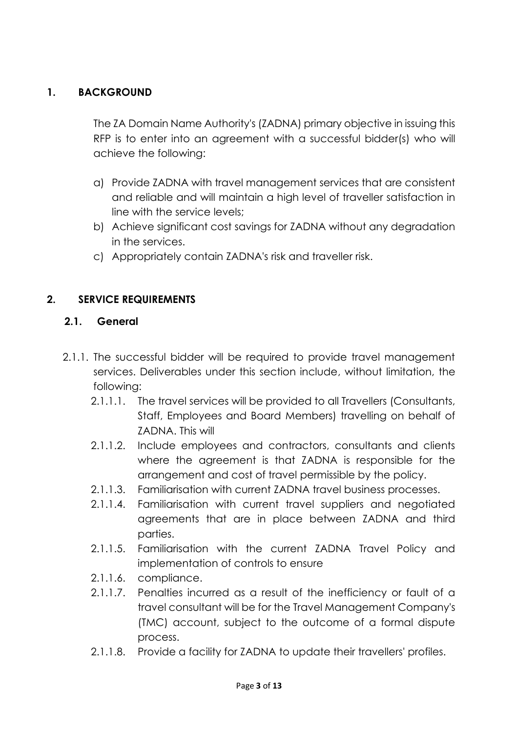## 1. BACKGROUND

The ZA Domain Name Authority's (ZADNA) primary objective in issuing this RFP is to enter into an agreement with a successful bidder(s) who will achieve the following:

a) Provide ZADNA with travel management services that are consistent and reliable and will maintain a high level of traveller satisfaction in line with the service levels;
b) Achieve significant cost savings for ZADNA without any degradation in the services.
c) Appropriately contain ZADNA's risk and traveller risk.

## 2. SERVICE REQUIREMENTS

### 2.1. General

2.1.1. The successful bidder will be required to provide travel management services. Deliverables under this section include, without limitation, the following:

- 2.1.1.1. The travel services will be provided to all Travellers (Consultants, Staff, Employees and Board Members) travelling on behalf of ZADNA. This will
- 2.1.1.2. Include employees and contractors, consultants and clients where the agreement is that ZADNA is responsible for the arrangement and cost of travel permissible by the policy.
- 2.1.1.3. Familiarisation with current ZADNA travel business processes.
- 2.1.1.4. Familiarisation with current travel suppliers and negotiated agreements that are in place between ZADNA and third parties.
- 2.1.1.5. Familiarisation with the current ZADNA Travel Policy and implementation of controls to ensure
- 2.1.1.6. compliance.
- 2.1.1.7. Penalties incurred as a result of the inefficiency or fault of a travel consultant will be for the Travel Management Company's (TMC) account, subject to the outcome of a formal dispute process.
- 2.1.1.8. Provide a facility for ZADNA to update their travellers' profiles.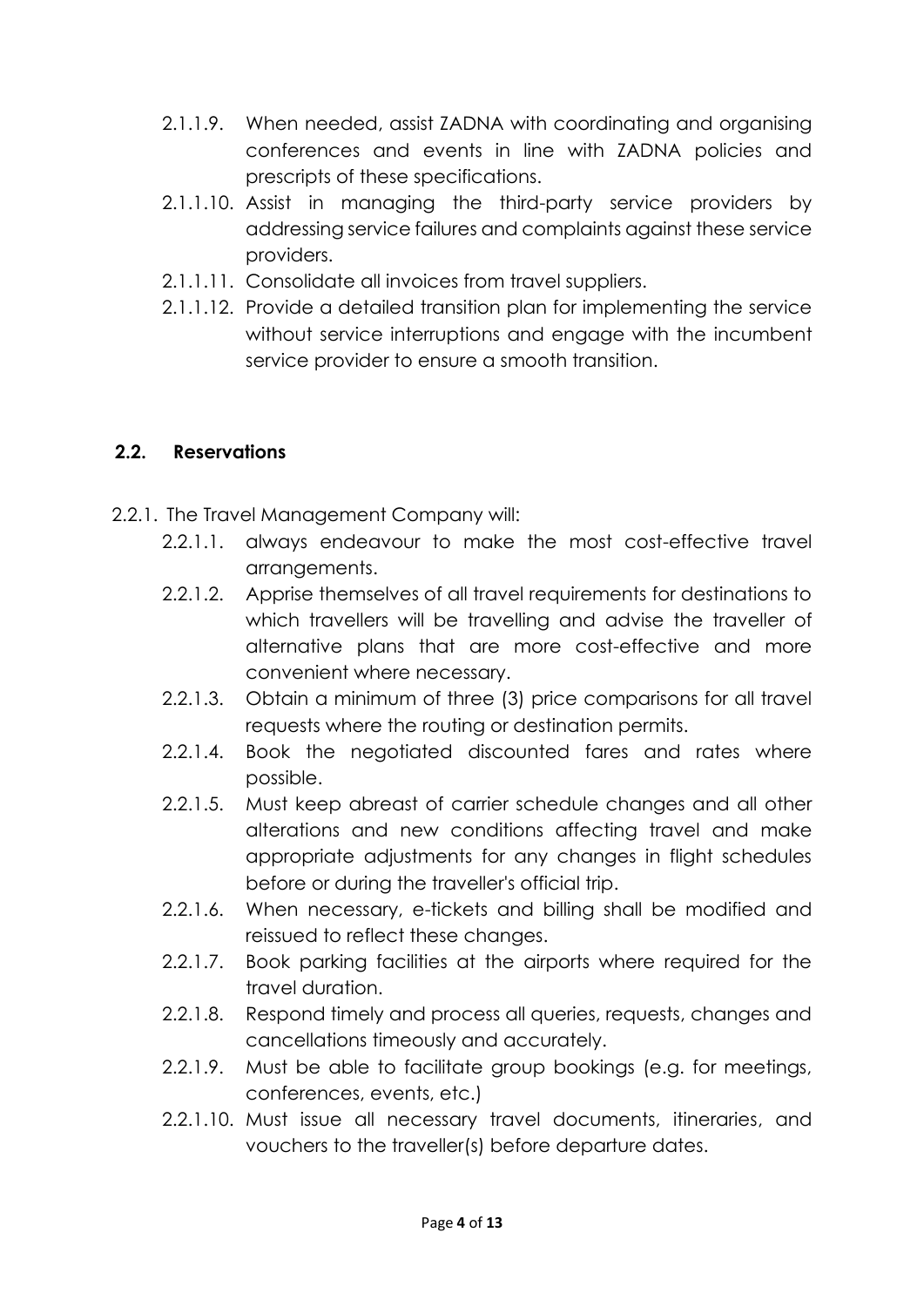2.1.1.9. When needed, assist ZADNA with coordinating and organising conferences and events in line with ZADNA policies and prescripts of these specifications.

2.1.1.10. Assist in managing the third-party service providers by addressing service failures and complaints against these service providers.

2.1.1.11. Consolidate all invoices from travel suppliers.

2.1.1.12. Provide a detailed transition plan for implementing the service without service interruptions and engage with the incumbent service provider to ensure a smooth transition.

## 2.2. Reservations

2.2.1. The Travel Management Company will:

2.2.1.1. always endeavour to make the most cost-effective travel arrangements.

2.2.1.2. Apprise themselves of all travel requirements for destinations to which travellers will be travelling and advise the traveller of alternative plans that are more cost-effective and more convenient where necessary.

2.2.1.3. Obtain a minimum of three (3) price comparisons for all travel requests where the routing or destination permits.

2.2.1.4. Book the negotiated discounted fares and rates where possible.

2.2.1.5. Must keep abreast of carrier schedule changes and all other alterations and new conditions affecting travel and make appropriate adjustments for any changes in flight schedules before or during the traveller's official trip.

2.2.1.6. When necessary, e-tickets and billing shall be modified and reissued to reflect these changes.

2.2.1.7. Book parking facilities at the airports where required for the travel duration.

2.2.1.8. Respond timely and process all queries, requests, changes and cancellations timeously and accurately.

2.2.1.9. Must be able to facilitate group bookings (e.g. for meetings, conferences, events, etc.)

2.2.1.10. Must issue all necessary travel documents, itineraries, and vouchers to the traveller(s) before departure dates.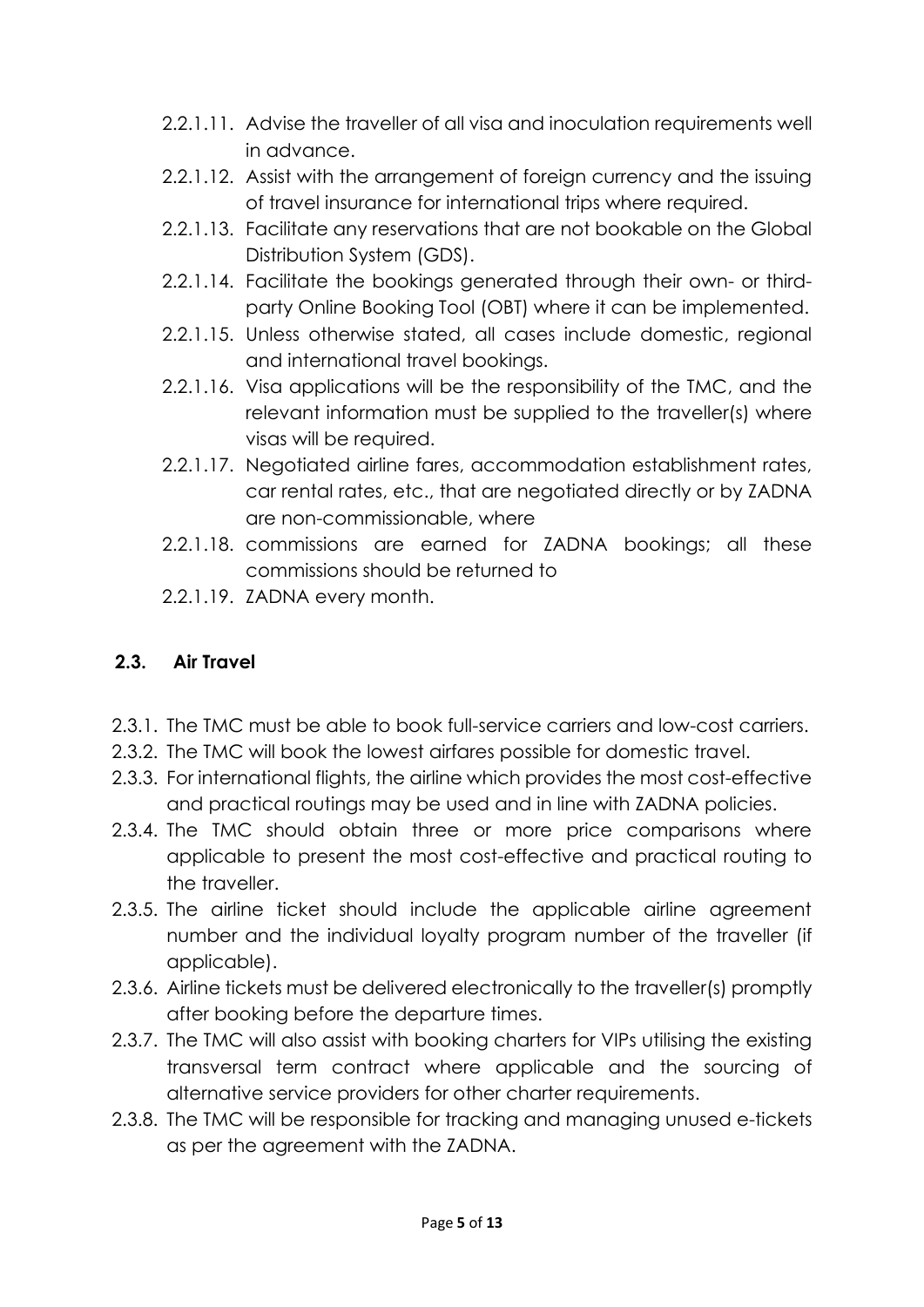2.2.1.11. Advise the traveller of all visa and inoculation requirements well in advance.

2.2.1.12. Assist with the arrangement of foreign currency and the issuing of travel insurance for international trips where required.

2.2.1.13. Facilitate any reservations that are not bookable on the Global Distribution System (GDS).

2.2.1.14. Facilitate the bookings generated through their own- or third-party Online Booking Tool (OBT) where it can be implemented.

2.2.1.15. Unless otherwise stated, all cases include domestic, regional and international travel bookings.

2.2.1.16. Visa applications will be the responsibility of the TMC, and the relevant information must be supplied to the traveller(s) where visas will be required.

2.2.1.17. Negotiated airline fares, accommodation establishment rates, car rental rates, etc., that are negotiated directly or by ZADNA are non-commissionable, where

2.2.1.18. commissions are earned for ZADNA bookings; all these commissions should be returned to

2.2.1.19. ZADNA every month.

## 2.3. Air Travel

2.3.1. The TMC must be able to book full-service carriers and low-cost carriers.

2.3.2. The TMC will book the lowest airfares possible for domestic travel.

2.3.3. For international flights, the airline which provides the most cost-effective and practical routings may be used and in line with ZADNA policies.

2.3.4. The TMC should obtain three or more price comparisons where applicable to present the most cost-effective and practical routing to the traveller.

2.3.5. The airline ticket should include the applicable airline agreement number and the individual loyalty program number of the traveller (if applicable).

2.3.6. Airline tickets must be delivered electronically to the traveller(s) promptly after booking before the departure times.

2.3.7. The TMC will also assist with booking charters for VIPs utilising the existing transversal term contract where applicable and the sourcing of alternative service providers for other charter requirements.

2.3.8. The TMC will be responsible for tracking and managing unused e-tickets as per the agreement with the ZADNA.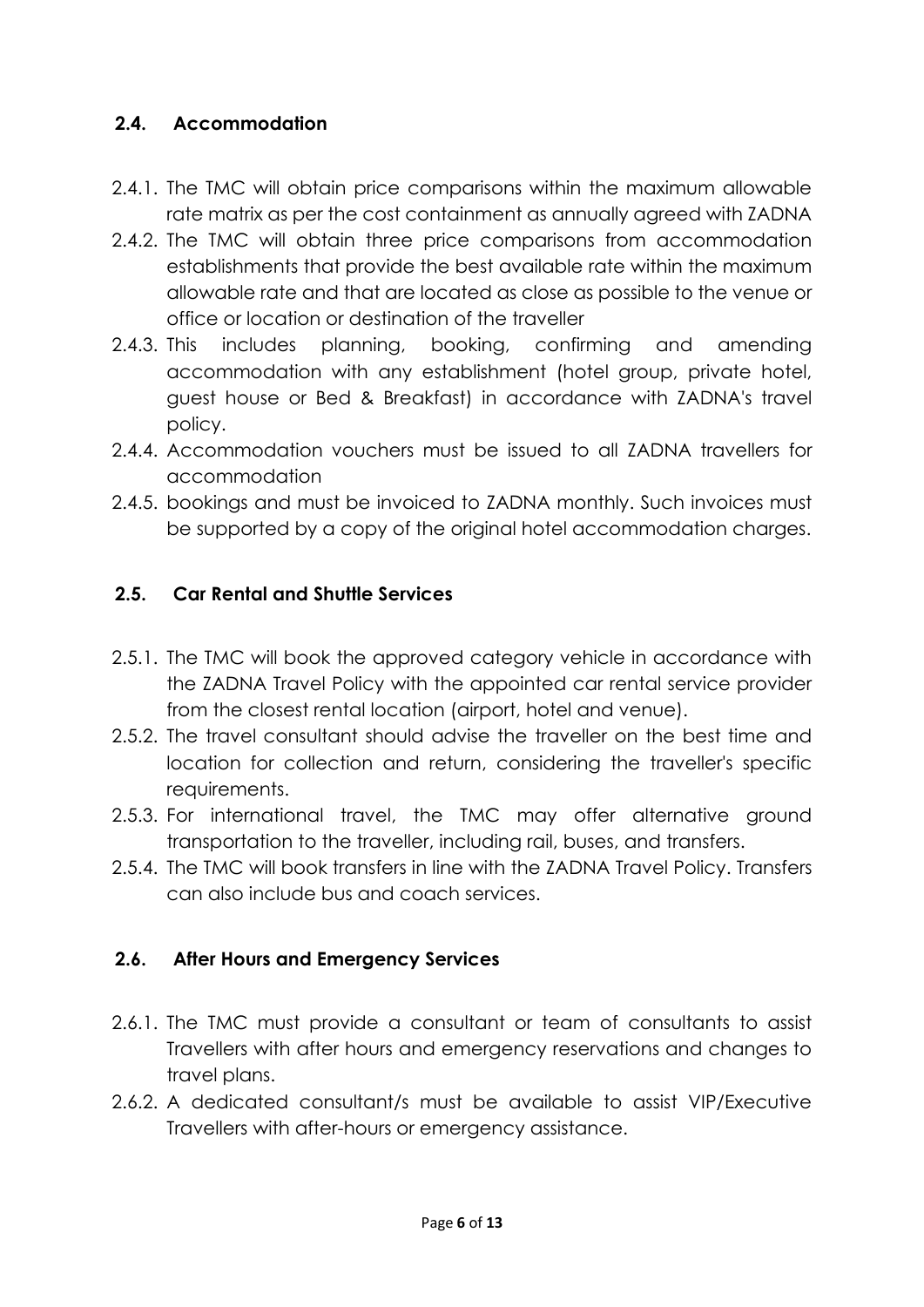### 2.4. Accommodation

2.4.1. The TMC will obtain price comparisons within the maximum allowable rate matrix as per the cost containment as annually agreed with ZADNA

2.4.2. The TMC will obtain three price comparisons from accommodation establishments that provide the best available rate within the maximum allowable rate and that are located as close as possible to the venue or office or location or destination of the traveller

2.4.3. This includes planning, booking, confirming and amending accommodation with any establishment (hotel group, private hotel, guest house or Bed & Breakfast) in accordance with ZADNA's travel policy.

2.4.4. Accommodation vouchers must be issued to all ZADNA travellers for accommodation

2.4.5. bookings and must be invoiced to ZADNA monthly. Such invoices must be supported by a copy of the original hotel accommodation charges.

### 2.5. Car Rental and Shuttle Services

2.5.1. The TMC will book the approved category vehicle in accordance with the ZADNA Travel Policy with the appointed car rental service provider from the closest rental location (airport, hotel and venue).

2.5.2. The travel consultant should advise the traveller on the best time and location for collection and return, considering the traveller's specific requirements.

2.5.3. For international travel, the TMC may offer alternative ground transportation to the traveller, including rail, buses, and transfers.

2.5.4. The TMC will book transfers in line with the ZADNA Travel Policy. Transfers can also include bus and coach services.

### 2.6. After Hours and Emergency Services

2.6.1. The TMC must provide a consultant or team of consultants to assist Travellers with after hours and emergency reservations and changes to travel plans.

2.6.2. A dedicated consultant/s must be available to assist VIP/Executive Travellers with after-hours or emergency assistance.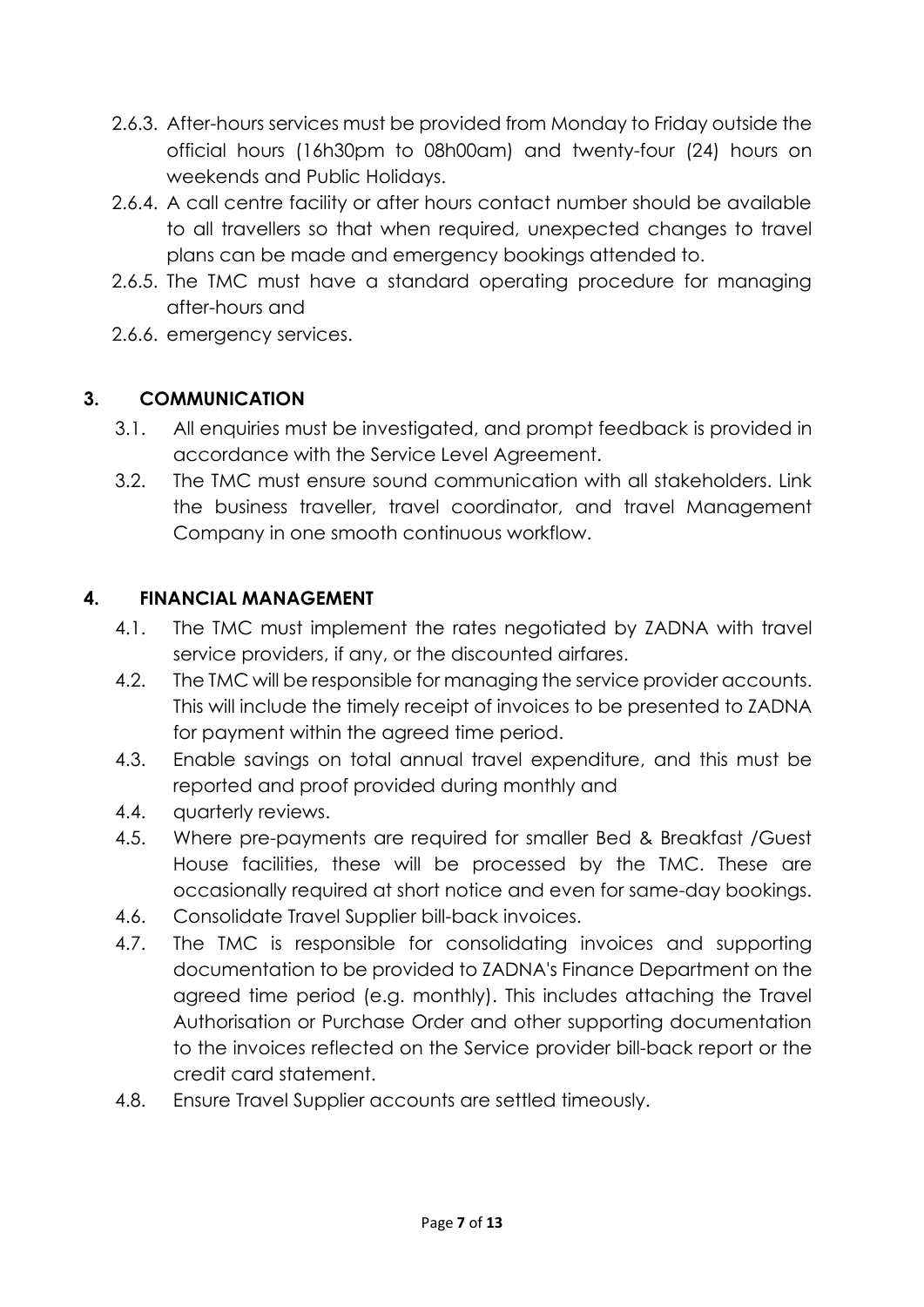2.6.3. After-hours services must be provided from Monday to Friday outside the official hours (16h30pm to 08h00am) and twenty-four (24) hours on weekends and Public Holidays.

2.6.4. A call centre facility or after hours contact number should be available to all travellers so that when required, unexpected changes to travel plans can be made and emergency bookings attended to.

2.6.5. The TMC must have a standard operating procedure for managing after-hours and

2.6.6. emergency services.

## 3. COMMUNICATION

3.1. All enquiries must be investigated, and prompt feedback is provided in accordance with the Service Level Agreement.

3.2. The TMC must ensure sound communication with all stakeholders. Link the business traveller, travel coordinator, and travel Management Company in one smooth continuous workflow.

## 4. FINANCIAL MANAGEMENT

4.1. The TMC must implement the rates negotiated by ZADNA with travel service providers, if any, or the discounted airfares.

4.2. The TMC will be responsible for managing the service provider accounts. This will include the timely receipt of invoices to be presented to ZADNA for payment within the agreed time period.

4.3. Enable savings on total annual travel expenditure, and this must be reported and proof provided during monthly and

4.4. quarterly reviews.

4.5. Where pre-payments are required for smaller Bed & Breakfast /Guest House facilities, these will be processed by the TMC. These are occasionally required at short notice and even for same-day bookings.

4.6. Consolidate Travel Supplier bill-back invoices.

4.7. The TMC is responsible for consolidating invoices and supporting documentation to be provided to ZADNA's Finance Department on the agreed time period (e.g. monthly). This includes attaching the Travel Authorisation or Purchase Order and other supporting documentation to the invoices reflected on the Service provider bill-back report or the credit card statement.

4.8. Ensure Travel Supplier accounts are settled timeously.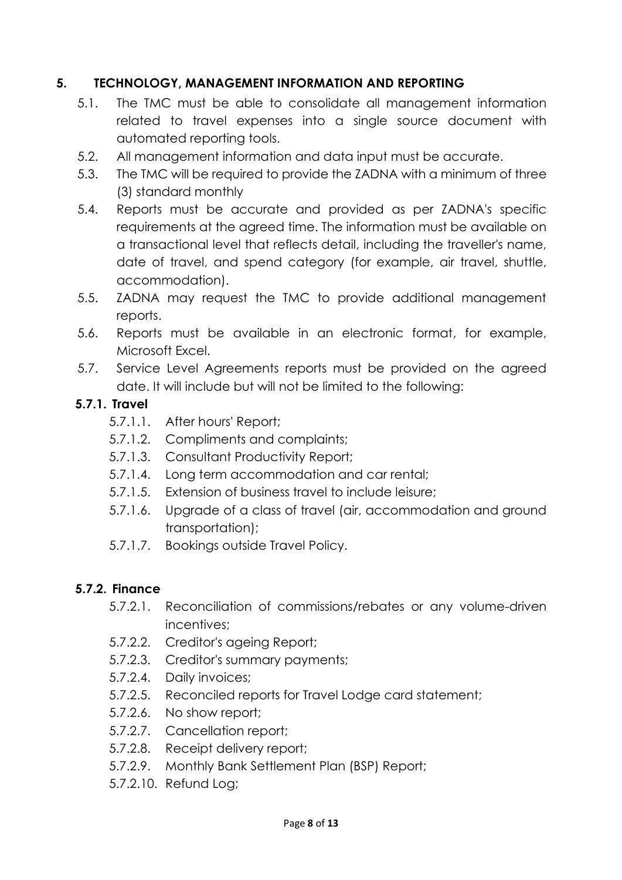## 5. TECHNOLOGY, MANAGEMENT INFORMATION AND REPORTING

5.1. The TMC must be able to consolidate all management information related to travel expenses into a single source document with automated reporting tools.

5.2. All management information and data input must be accurate.

5.3. The TMC will be required to provide the ZADNA with a minimum of three (3) standard monthly

5.4. Reports must be accurate and provided as per ZADNA's specific requirements at the agreed time. The information must be available on a transactional level that reflects detail, including the traveller's name, date of travel, and spend category (for example, air travel, shuttle, accommodation).

5.5. ZADNA may request the TMC to provide additional management reports.

5.6. Reports must be available in an electronic format, for example, Microsoft Excel.

5.7. Service Level Agreements reports must be provided on the agreed date. It will include but will not be limited to the following:

### 5.7.1. Travel

5.7.1.1. After hours' Report;

5.7.1.2. Compliments and complaints;

5.7.1.3. Consultant Productivity Report;

5.7.1.4. Long term accommodation and car rental;

5.7.1.5. Extension of business travel to include leisure;

5.7.1.6. Upgrade of a class of travel (air, accommodation and ground transportation);

5.7.1.7. Bookings outside Travel Policy.

### 5.7.2. Finance

5.7.2.1. Reconciliation of commissions/rebates or any volume-driven incentives;

5.7.2.2. Creditor's ageing Report;

5.7.2.3. Creditor's summary payments;

5.7.2.4. Daily invoices;

5.7.2.5. Reconciled reports for Travel Lodge card statement;

5.7.2.6. No show report;

5.7.2.7. Cancellation report;

5.7.2.8. Receipt delivery report;

5.7.2.9. Monthly Bank Settlement Plan (BSP) Report;

5.7.2.10. Refund Log;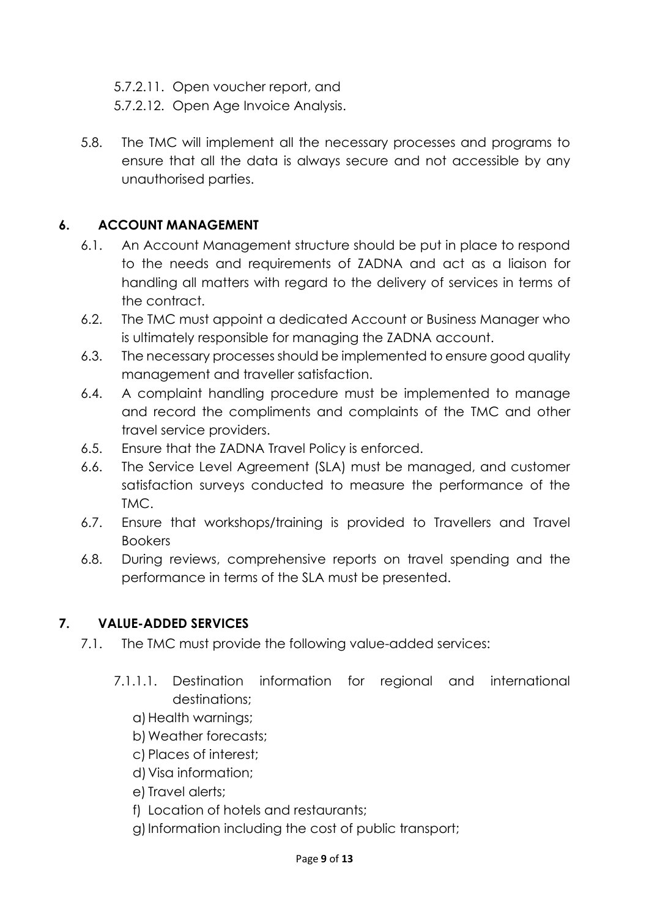5.7.2.11. Open voucher report, and

5.7.2.12. Open Age Invoice Analysis.

5.8. The TMC will implement all the necessary processes and programs to ensure that all the data is always secure and not accessible by any unauthorised parties.

## 6. ACCOUNT MANAGEMENT

6.1. An Account Management structure should be put in place to respond to the needs and requirements of ZADNA and act as a liaison for handling all matters with regard to the delivery of services in terms of the contract.

6.2. The TMC must appoint a dedicated Account or Business Manager who is ultimately responsible for managing the ZADNA account.

6.3. The necessary processes should be implemented to ensure good quality management and traveller satisfaction.

6.4. A complaint handling procedure must be implemented to manage and record the compliments and complaints of the TMC and other travel service providers.

6.5. Ensure that the ZADNA Travel Policy is enforced.

6.6. The Service Level Agreement (SLA) must be managed, and customer satisfaction surveys conducted to measure the performance of the TMC.

6.7. Ensure that workshops/training is provided to Travellers and Travel Bookers

6.8. During reviews, comprehensive reports on travel spending and the performance in terms of the SLA must be presented.

## 7. VALUE-ADDED SERVICES

7.1. The TMC must provide the following value-added services:

7.1.1.1. Destination information for regional and international destinations;

a) Health warnings;
b) Weather forecasts;
c) Places of interest;
d) Visa information;
e) Travel alerts;
f) Location of hotels and restaurants;
g) Information including the cost of public transport;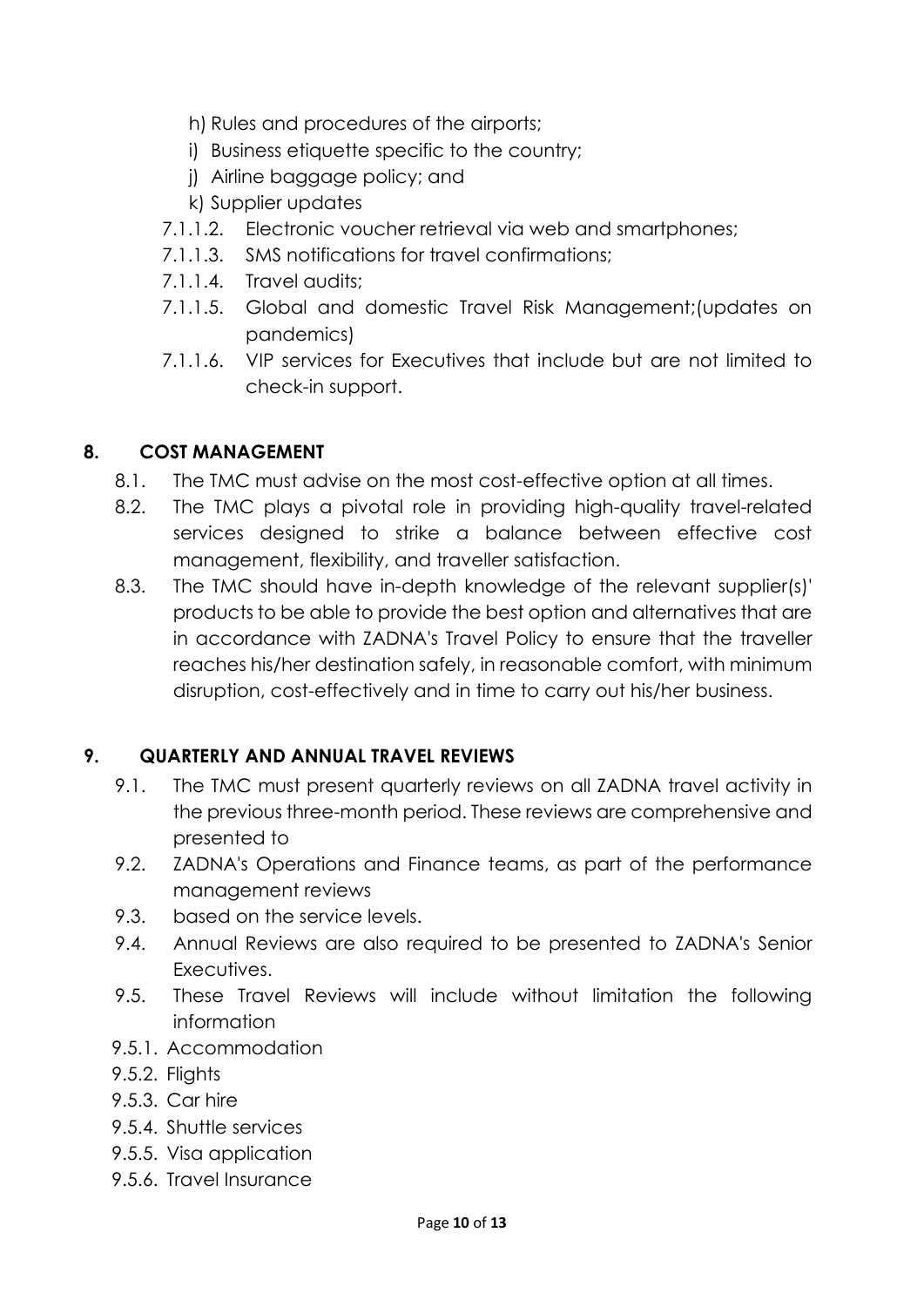h) Rules and procedures of the airports;

i) Business etiquette specific to the country;

j) Airline baggage policy; and

k) Supplier updates

7.1.1.2. Electronic voucher retrieval via web and smartphones;

7.1.1.3. SMS notifications for travel confirmations;

7.1.1.4. Travel audits;

7.1.1.5. Global and domestic Travel Risk Management;(updates on pandemics)

7.1.1.6. VIP services for Executives that include but are not limited to check-in support.

## 8. COST MANAGEMENT

8.1. The TMC must advise on the most cost-effective option at all times.

8.2. The TMC plays a pivotal role in providing high-quality travel-related services designed to strike a balance between effective cost management, flexibility, and traveller satisfaction.

8.3. The TMC should have in-depth knowledge of the relevant supplier(s)' products to be able to provide the best option and alternatives that are in accordance with ZADNA's Travel Policy to ensure that the traveller reaches his/her destination safely, in reasonable comfort, with minimum disruption, cost-effectively and in time to carry out his/her business.

## 9. QUARTERLY AND ANNUAL TRAVEL REVIEWS

9.1. The TMC must present quarterly reviews on all ZADNA travel activity in the previous three-month period. These reviews are comprehensive and presented to

9.2. ZADNA's Operations and Finance teams, as part of the performance management reviews

9.3. based on the service levels.

9.4. Annual Reviews are also required to be presented to ZADNA's Senior Executives.

9.5. These Travel Reviews will include without limitation the following information

9.5.1. Accommodation

9.5.2. Flights

9.5.3. Car hire

9.5.4. Shuttle services

9.5.5. Visa application

9.5.6. Travel Insurance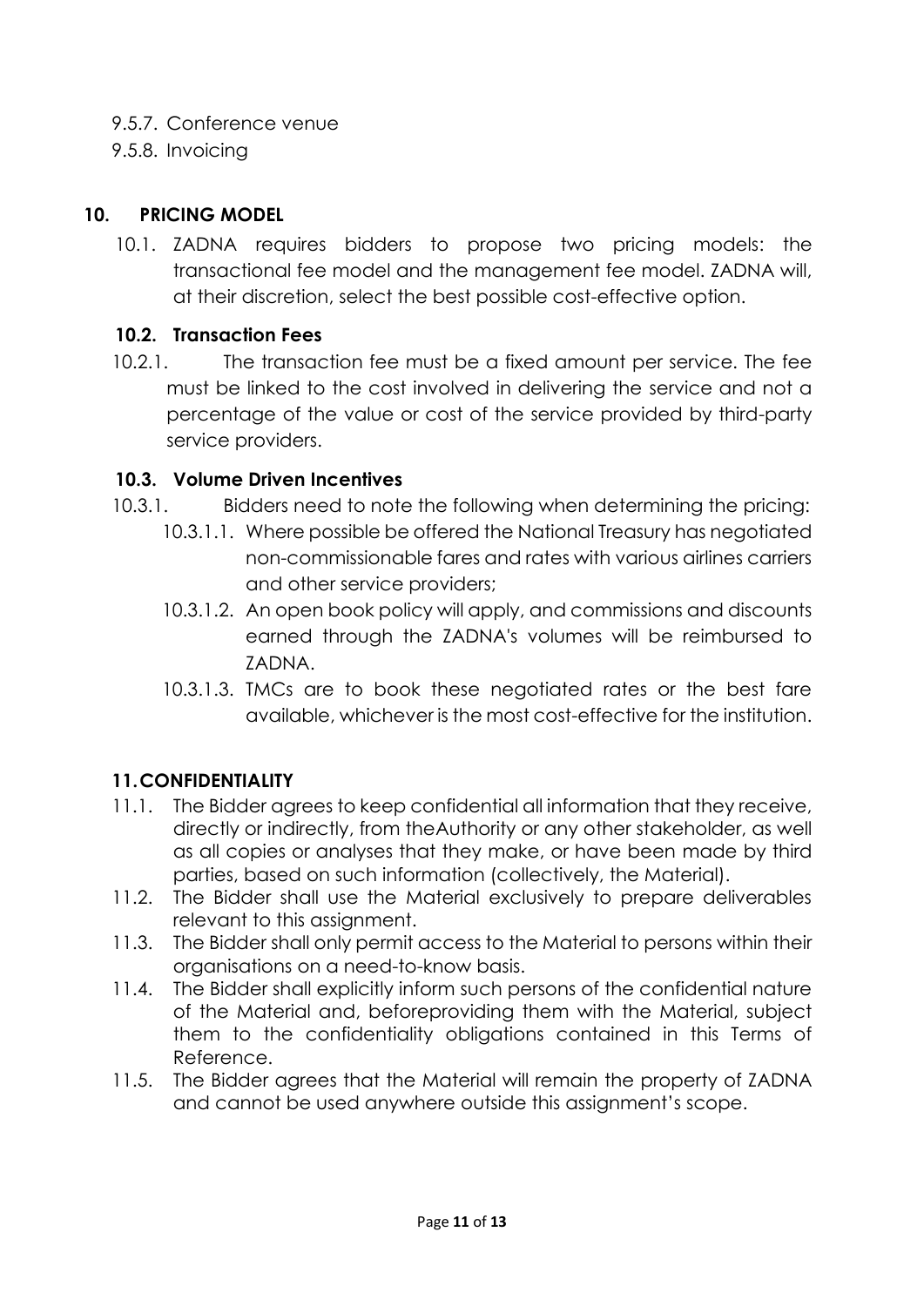9.5.7. Conference venue

9.5.8. Invoicing

## 10. PRICING MODEL

10.1. ZADNA requires bidders to propose two pricing models: the transactional fee model and the management fee model. ZADNA will, at their discretion, select the best possible cost-effective option.

### 10.2. Transaction Fees

10.2.1. The transaction fee must be a fixed amount per service. The fee must be linked to the cost involved in delivering the service and not a percentage of the value or cost of the service provided by third-party service providers.

### 10.3. Volume Driven Incentives

10.3.1. Bidders need to note the following when determining the pricing:

10.3.1.1. Where possible be offered the National Treasury has negotiated non-commissionable fares and rates with various airlines carriers and other service providers;

10.3.1.2. An open book policy will apply, and commissions and discounts earned through the ZADNA's volumes will be reimbursed to ZADNA.

10.3.1.3. TMCs are to book these negotiated rates or the best fare available, whichever is the most cost-effective for the institution.

## 11. CONFIDENTIALITY

11.1. The Bidder agrees to keep confidential all information that they receive, directly or indirectly, from theAuthority or any other stakeholder, as well as all copies or analyses that they make, or have been made by third parties, based on such information (collectively, the Material).

11.2. The Bidder shall use the Material exclusively to prepare deliverables relevant to this assignment.

11.3. The Bidder shall only permit access to the Material to persons within their organisations on a need-to-know basis.

11.4. The Bidder shall explicitly inform such persons of the confidential nature of the Material and, beforeproviding them with the Material, subject them to the confidentiality obligations contained in this Terms of Reference.

11.5. The Bidder agrees that the Material will remain the property of ZADNA and cannot be used anywhere outside this assignment's scope.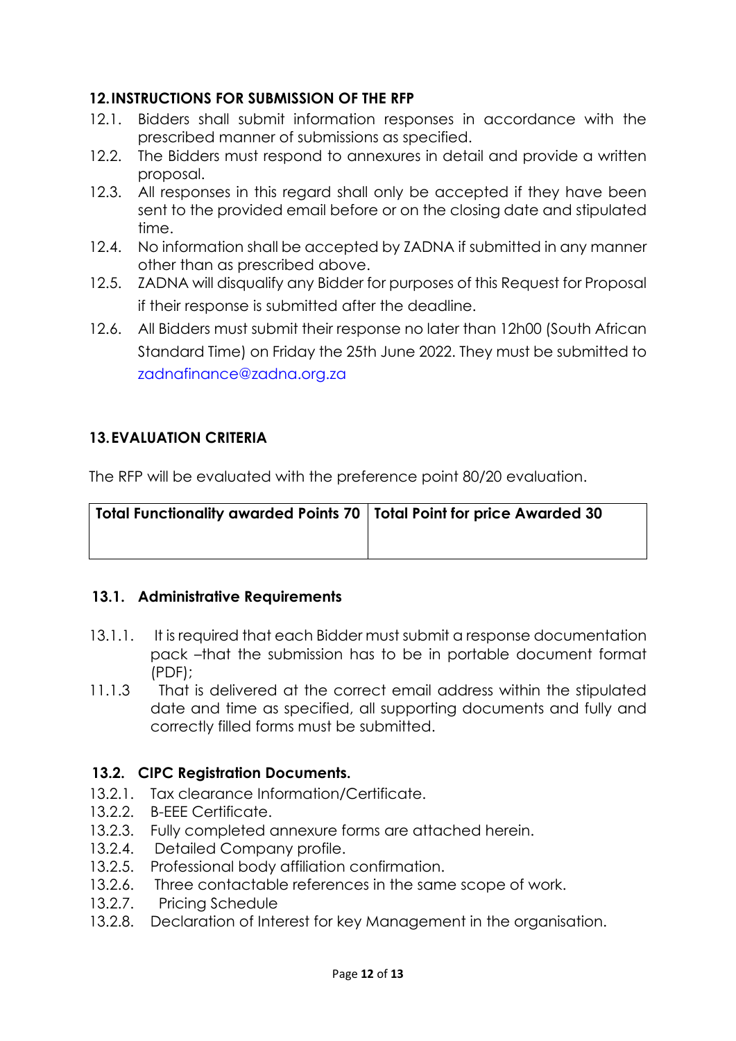## 12. INSTRUCTIONS FOR SUBMISSION OF THE RFP

12.1. Bidders shall submit information responses in accordance with the prescribed manner of submissions as specified.

12.2. The Bidders must respond to annexures in detail and provide a written proposal.

12.3. All responses in this regard shall only be accepted if they have been sent to the provided email before or on the closing date and stipulated time.

12.4. No information shall be accepted by ZADNA if submitted in any manner other than as prescribed above.

12.5. ZADNA will disqualify any Bidder for purposes of this Request for Proposal if their response is submitted after the deadline.

12.6. All Bidders must submit their response no later than 12h00 (South African Standard Time) on Friday the 25th June 2022. They must be submitted to zadnafinance@zadna.org.za

## 13. EVALUATION CRITERIA

The RFP will be evaluated with the preference point 80/20 evaluation.

| Total Functionality awarded Points 70 | Total Point for price Awarded 30 |
|---|---|
| | |

### 13.1. Administrative Requirements

13.1.1. It is required that each Bidder must submit a response documentation pack –that the submission has to be in portable document format (PDF);

11.1.3 That is delivered at the correct email address within the stipulated date and time as specified, all supporting documents and fully and correctly filled forms must be submitted.

### 13.2. CIPC Registration Documents.

13.2.1. Tax clearance Information/Certificate.

13.2.2. B-EEE Certificate.

13.2.3. Fully completed annexure forms are attached herein.

13.2.4. Detailed Company profile.

13.2.5. Professional body affiliation confirmation.

13.2.6. Three contactable references in the same scope of work.

13.2.7. Pricing Schedule

13.2.8. Declaration of Interest for key Management in the organisation.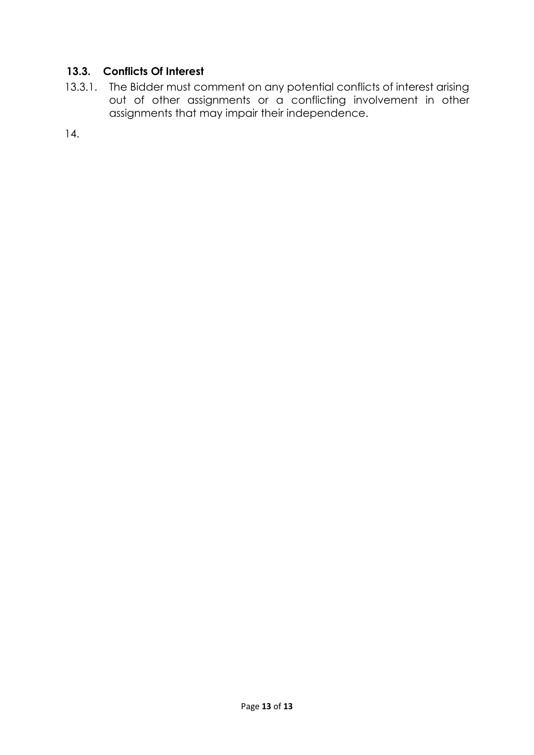### 13.3. Conflicts Of Interest

13.3.1. The Bidder must comment on any potential conflicts of interest arising out of other assignments or a conflicting involvement in other assignments that may impair their independence.

14.